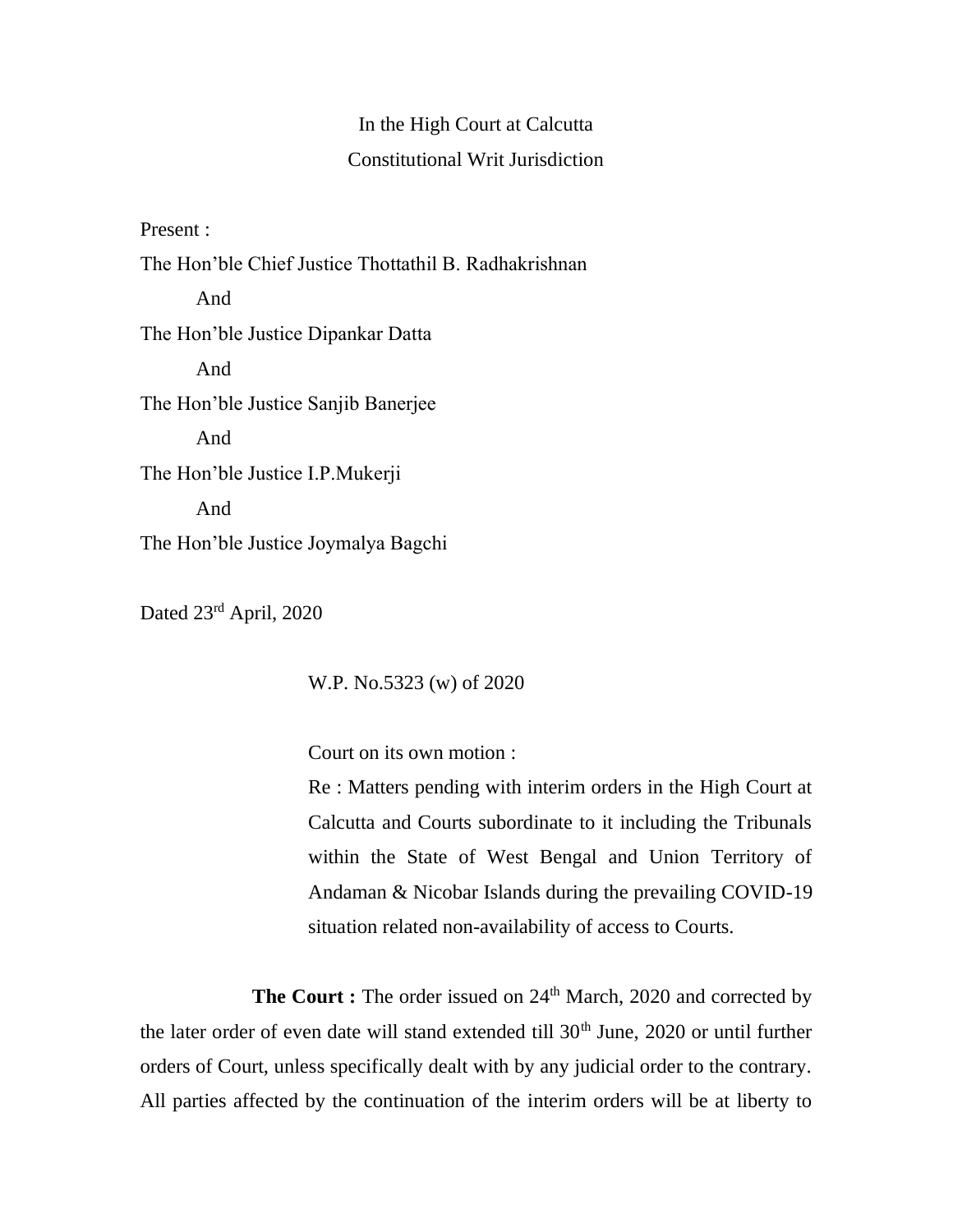In the High Court at Calcutta

Constitutional Writ Jurisdiction

Present :

The Hon'ble Chief Justice Thottathil B. Radhakrishnan

And

The Hon'ble Justice Dipankar Datta

And

The Hon'ble Justice Sanjib Banerjee

And

The Hon'ble Justice I.P.Mukerji

And

The Hon'ble Justice Joymalya Bagchi

Dated 23rd April, 2020

W.P. No.5323 (w) of 2020

Court on its own motion :

Re : Matters pending with interim orders in the High Court at Calcutta and Courts subordinate to it including the Tribunals within the State of West Bengal and Union Territory of Andaman & Nicobar Islands during the prevailing COVID-19 situation related non-availability of access to Courts.

**The Court :** The order issued on 24th March, 2020 and corrected by the later order of even date will stand extended till 30th June, 2020 or until further orders of Court, unless specifically dealt with by any judicial order to the contrary. All parties affected by the continuation of the interim orders will be at liberty to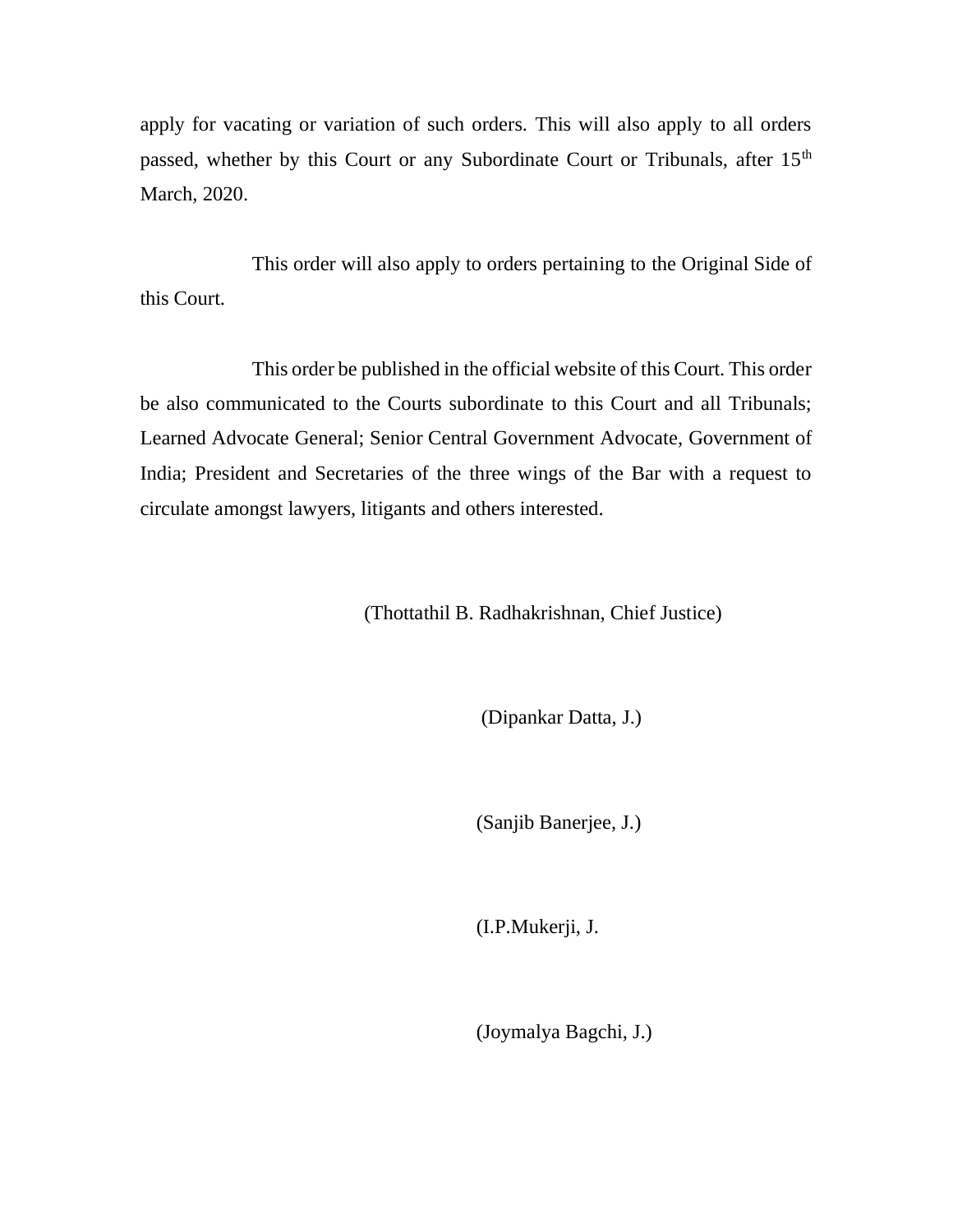apply for vacating or variation of such orders. This will also apply to all orders passed, whether by this Court or any Subordinate Court or Tribunals, after 15th March, 2020.

This order will also apply to orders pertaining to the Original Side of this Court.

This order be published in the official website of this Court. This order be also communicated to the Courts subordinate to this Court and all Tribunals; Learned Advocate General; Senior Central Government Advocate, Government of India; President and Secretaries of the three wings of the Bar with a request to circulate amongst lawyers, litigants and others interested.

(Thottathil B. Radhakrishnan, Chief Justice)

(Dipankar Datta, J.)

(Sanjib Banerjee, J.)

(I.P.Mukerji, J.

(Joymalya Bagchi, J.)